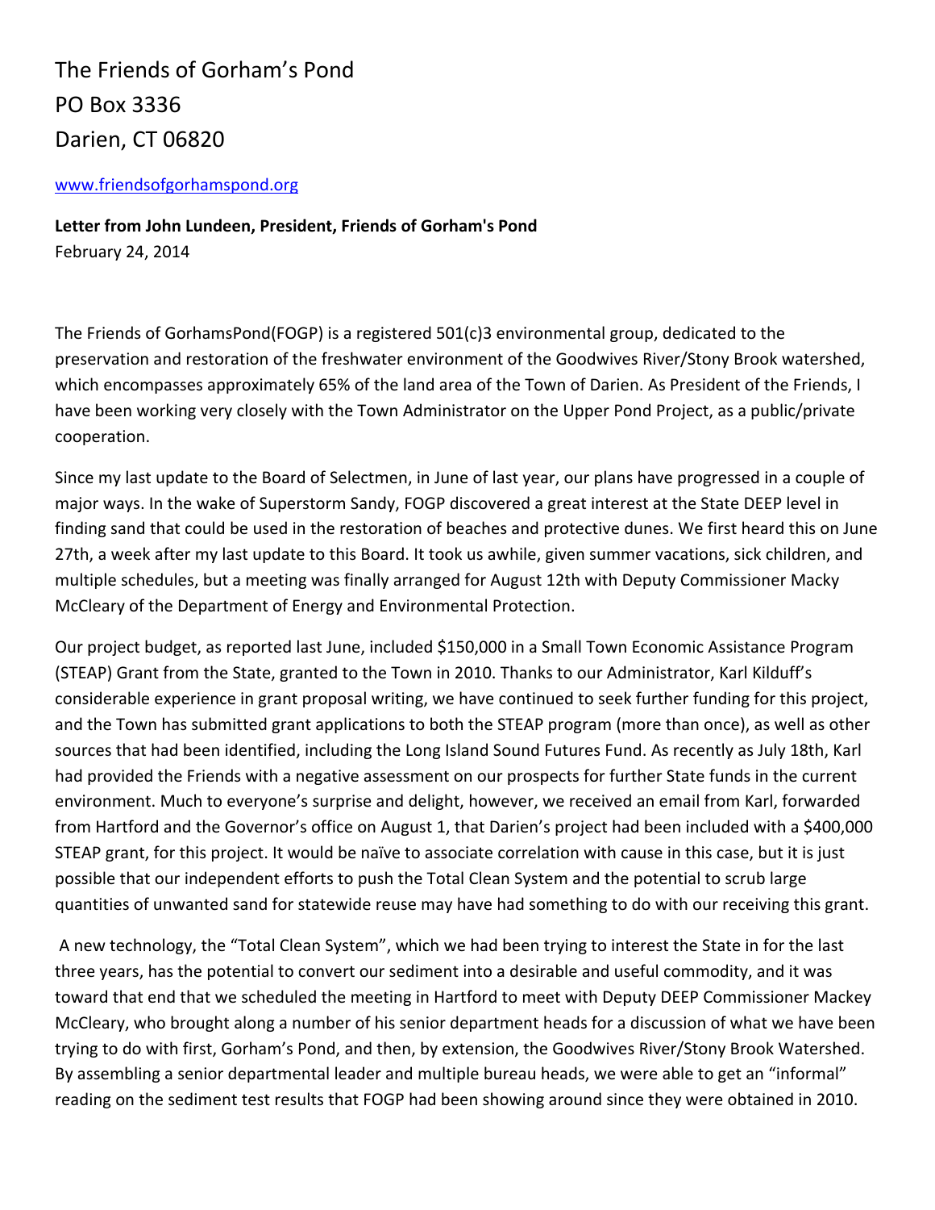The Friends of Gorham's Pond
PO Box 3336
Darien, CT 06820

www.friendsofgorhamspond.org

**Letter from John Lundeen, President, Friends of Gorham's Pond**
February 24, 2014

The Friends of GorhamsPond(FOGP) is a registered 501(c)3 environmental group, dedicated to the preservation and restoration of the freshwater environment of the Goodwives River/Stony Brook watershed, which encompasses approximately 65% of the land area of the Town of Darien. As President of the Friends, I have been working very closely with the Town Administrator on the Upper Pond Project, as a public/private cooperation.

Since my last update to the Board of Selectmen, in June of last year, our plans have progressed in a couple of major ways. In the wake of Superstorm Sandy, FOGP discovered a great interest at the State DEEP level in finding sand that could be used in the restoration of beaches and protective dunes. We first heard this on June 27th, a week after my last update to this Board. It took us awhile, given summer vacations, sick children, and multiple schedules, but a meeting was finally arranged for August 12th with Deputy Commissioner Macky McCleary of the Department of Energy and Environmental Protection.

Our project budget, as reported last June, included $150,000 in a Small Town Economic Assistance Program (STEAP) Grant from the State, granted to the Town in 2010. Thanks to our Administrator, Karl Kilduff's considerable experience in grant proposal writing, we have continued to seek further funding for this project, and the Town has submitted grant applications to both the STEAP program (more than once), as well as other sources that had been identified, including the Long Island Sound Futures Fund. As recently as July 18th, Karl had provided the Friends with a negative assessment on our prospects for further State funds in the current environment. Much to everyone's surprise and delight, however, we received an email from Karl, forwarded from Hartford and the Governor's office on August 1, that Darien's project had been included with a $400,000 STEAP grant, for this project. It would be naïve to associate correlation with cause in this case, but it is just possible that our independent efforts to push the Total Clean System and the potential to scrub large quantities of unwanted sand for statewide reuse may have had something to do with our receiving this grant.

A new technology, the "Total Clean System", which we had been trying to interest the State in for the last three years, has the potential to convert our sediment into a desirable and useful commodity, and it was toward that end that we scheduled the meeting in Hartford to meet with Deputy DEEP Commissioner Mackey McCleary, who brought along a number of his senior department heads for a discussion of what we have been trying to do with first, Gorham's Pond, and then, by extension, the Goodwives River/Stony Brook Watershed. By assembling a senior departmental leader and multiple bureau heads, we were able to get an "informal" reading on the sediment test results that FOGP had been showing around since they were obtained in 2010.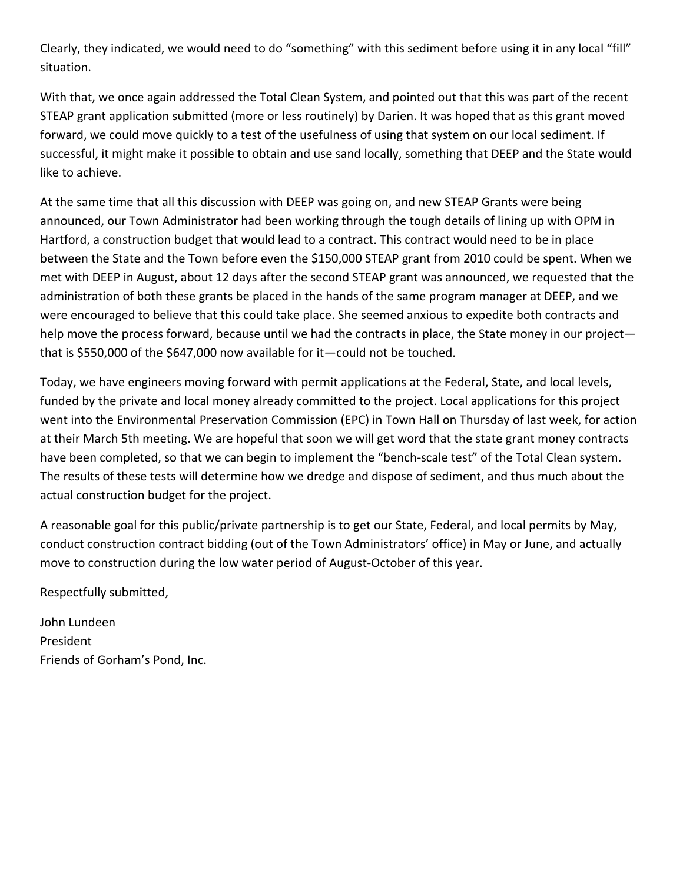Clearly, they indicated, we would need to do “something” with this sediment before using it in any local “fill” situation.

With that, we once again addressed the Total Clean System, and pointed out that this was part of the recent STEAP grant application submitted (more or less routinely) by Darien. It was hoped that as this grant moved forward, we could move quickly to a test of the usefulness of using that system on our local sediment. If successful, it might make it possible to obtain and use sand locally, something that DEEP and the State would like to achieve.

At the same time that all this discussion with DEEP was going on, and new STEAP Grants were being announced, our Town Administrator had been working through the tough details of lining up with OPM in Hartford, a construction budget that would lead to a contract. This contract would need to be in place between the State and the Town before even the $150,000 STEAP grant from 2010 could be spent. When we met with DEEP in August, about 12 days after the second STEAP grant was announced, we requested that the administration of both these grants be placed in the hands of the same program manager at DEEP, and we were encouraged to believe that this could take place. She seemed anxious to expedite both contracts and help move the process forward, because until we had the contracts in place, the State money in our project—that is $550,000 of the $647,000 now available for it—could not be touched.

Today, we have engineers moving forward with permit applications at the Federal, State, and local levels, funded by the private and local money already committed to the project. Local applications for this project went into the Environmental Preservation Commission (EPC) in Town Hall on Thursday of last week, for action at their March 5th meeting. We are hopeful that soon we will get word that the state grant money contracts have been completed, so that we can begin to implement the “bench-scale test” of the Total Clean system. The results of these tests will determine how we dredge and dispose of sediment, and thus much about the actual construction budget for the project.

A reasonable goal for this public/private partnership is to get our State, Federal, and local permits by May, conduct construction contract bidding (out of the Town Administrators’ office) in May or June, and actually move to construction during the low water period of August-October of this year.

Respectfully submitted,

John Lundeen
President
Friends of Gorham’s Pond, Inc.